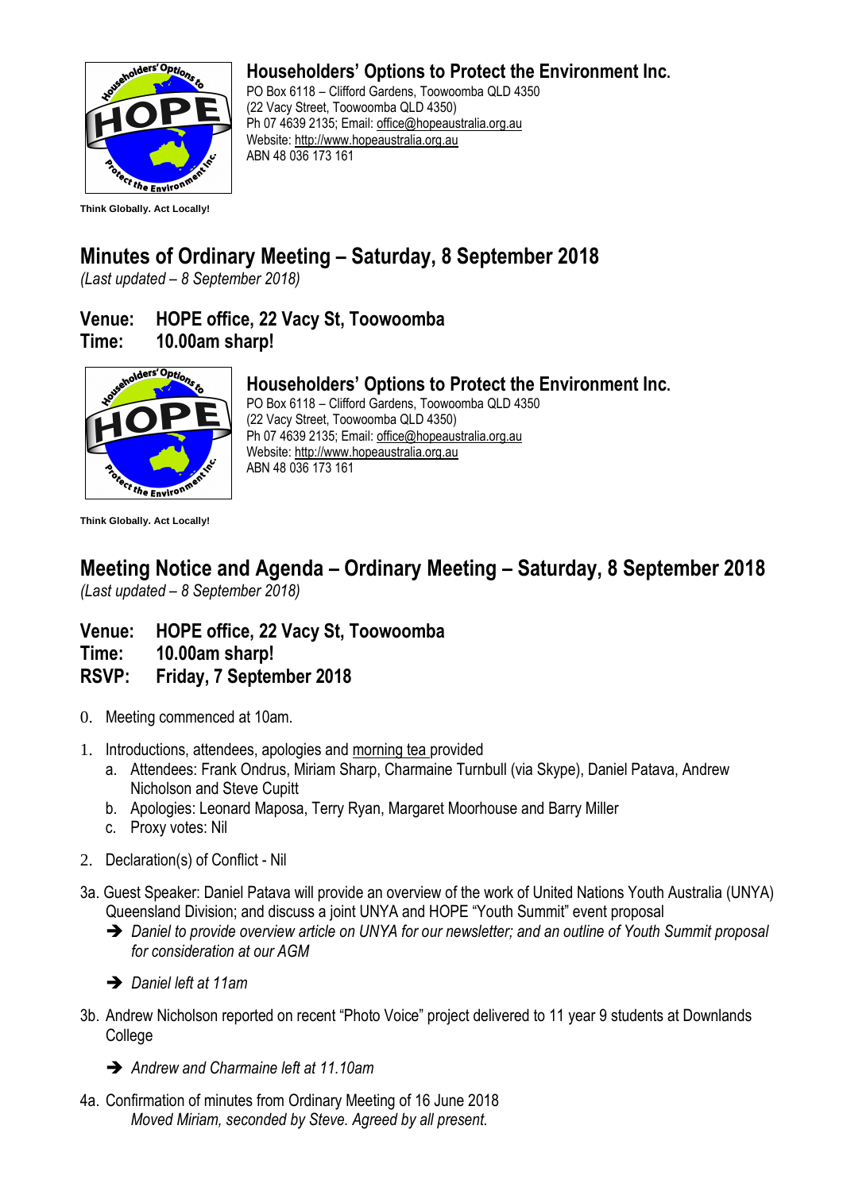**Householders' Options to Protect the Environment Inc.**
PO Box 6118 – Clifford Gardens, Toowoomba QLD 4350
(22 Vacy Street, Toowoomba QLD 4350)
Ph 07 4639 2135; Email: office@hopeaustralia.org.au
Website: http://www.hopeaustralia.org.au
ABN 48 036 173 161

**Think Globally. Act Locally!**

# Minutes of Ordinary Meeting – Saturday, 8 September 2018

*(Last updated – 8 September 2018)*

## Venue: HOPE office, 22 Vacy St, Toowoomba
## Time: 10.00am sharp!

**Householders' Options to Protect the Environment Inc.**
PO Box 6118 – Clifford Gardens, Toowoomba QLD 4350
(22 Vacy Street, Toowoomba QLD 4350)
Ph 07 4639 2135; Email: office@hopeaustralia.org.au
Website: http://www.hopeaustralia.org.au
ABN 48 036 173 161

**Think Globally. Act Locally!**

# Meeting Notice and Agenda – Ordinary Meeting – Saturday, 8 September 2018

*(Last updated – 8 September 2018)*

## Venue: HOPE office, 22 Vacy St, Toowoomba
## Time: 10.00am sharp!
## RSVP: Friday, 7 September 2018

0. Meeting commenced at 10am.

1. Introductions, attendees, apologies and morning tea provided
   a. Attendees: Frank Ondrus, Miriam Sharp, Charmaine Turnbull (via Skype), Daniel Patava, Andrew Nicholson and Steve Cupitt
   b. Apologies: Leonard Maposa, Terry Ryan, Margaret Moorhouse and Barry Miller
   c. Proxy votes: Nil

2. Declaration(s) of Conflict - Nil

3a. Guest Speaker: Daniel Patava will provide an overview of the work of United Nations Youth Australia (UNYA) Queensland Division; and discuss a joint UNYA and HOPE "Youth Summit" event proposal

- ➔ *Daniel to provide overview article on UNYA for our newsletter; and an outline of Youth Summit proposal for consideration at our AGM*
- ➔ *Daniel left at 11am*

3b. Andrew Nicholson reported on recent "Photo Voice" project delivered to 11 year 9 students at Downlands College

- ➔ *Andrew and Charmaine left at 11.10am*

4a. Confirmation of minutes from Ordinary Meeting of 16 June 2018
*Moved Miriam, seconded by Steve. Agreed by all present.*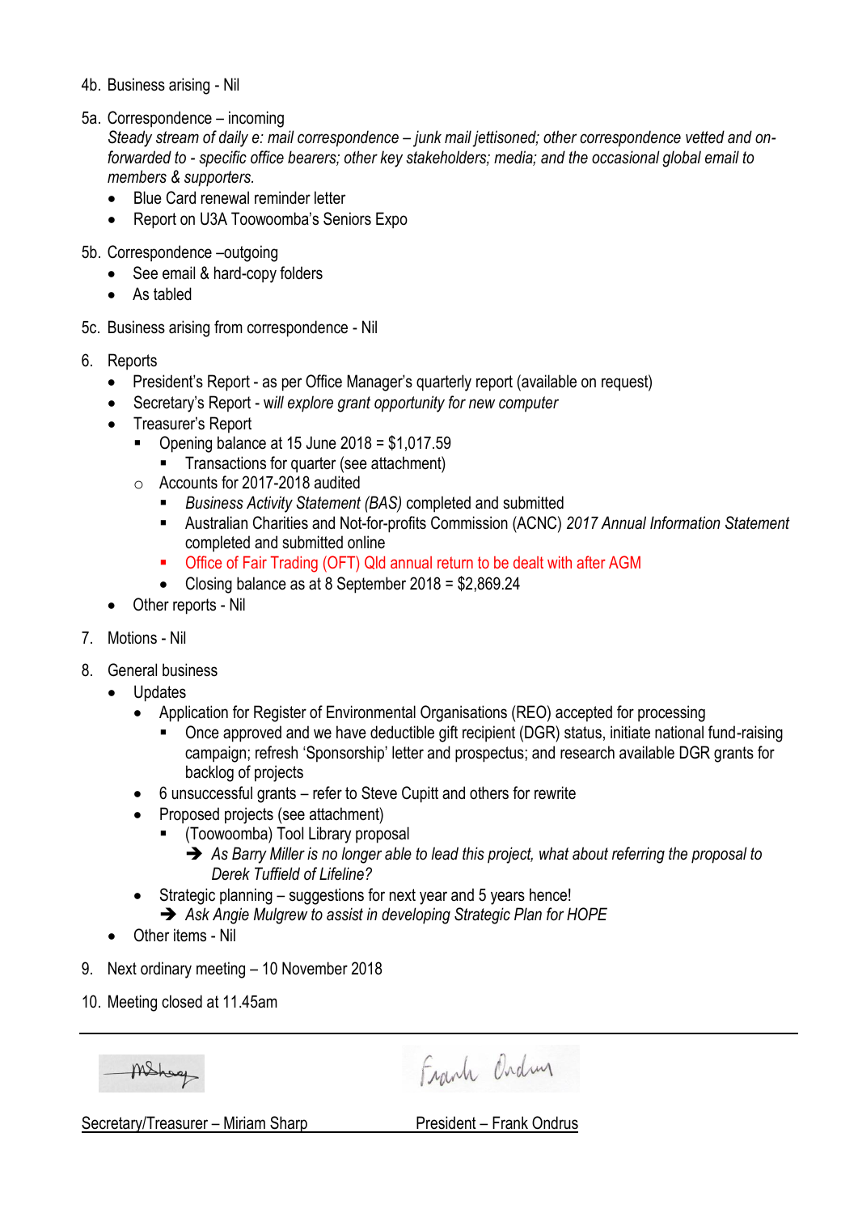4b. Business arising - Nil

5a. Correspondence – incoming
*Steady stream of daily e: mail correspondence – junk mail jettisoned; other correspondence vetted and on-forwarded to - specific office bearers; other key stakeholders; media; and the occasional global email to members & supporters.*

- Blue Card renewal reminder letter
- Report on U3A Toowoomba's Seniors Expo

5b. Correspondence –outgoing

- See email & hard-copy folders
- As tabled

5c. Business arising from correspondence - Nil

6. Reports
   - President's Report - as per Office Manager's quarterly report (available on request)
   - Secretary's Report - *will explore grant opportunity for new computer*
   - Treasurer's Report
     - Opening balance at 15 June 2018 = $1,017.59
       - Transactions for quarter (see attachment)
     - Accounts for 2017-2018 audited
       - *Business Activity Statement (BAS)* completed and submitted
       - Australian Charities and Not-for-profits Commission (ACNC) *2017 Annual Information Statement* completed and submitted online
       - Office of Fair Trading (OFT) Qld annual return to be dealt with after AGM
       - Closing balance as at 8 September 2018 = $2,869.24
   - Other reports - Nil

7. Motions - Nil

8. General business
   - Updates
     - Application for Register of Environmental Organisations (REO) accepted for processing
       - Once approved and we have deductible gift recipient (DGR) status, initiate national fund-raising campaign; refresh 'Sponsorship' letter and prospectus; and research available DGR grants for backlog of projects
     - 6 unsuccessful grants – refer to Steve Cupitt and others for rewrite
     - Proposed projects (see attachment)
       - (Toowoomba) Tool Library proposal
         - ➔ *As Barry Miller is no longer able to lead this project, what about referring the proposal to Derek Tuffield of Lifeline?*
     - Strategic planning – suggestions for next year and 5 years hence!
       - ➔ *Ask Angie Mulgrew to assist in developing Strategic Plan for HOPE*
   - Other items - Nil

9. Next ordinary meeting – 10 November 2018

10. Meeting closed at 11.45am

---

Secretary/Treasurer – Miriam Sharp

President – Frank Ondrus